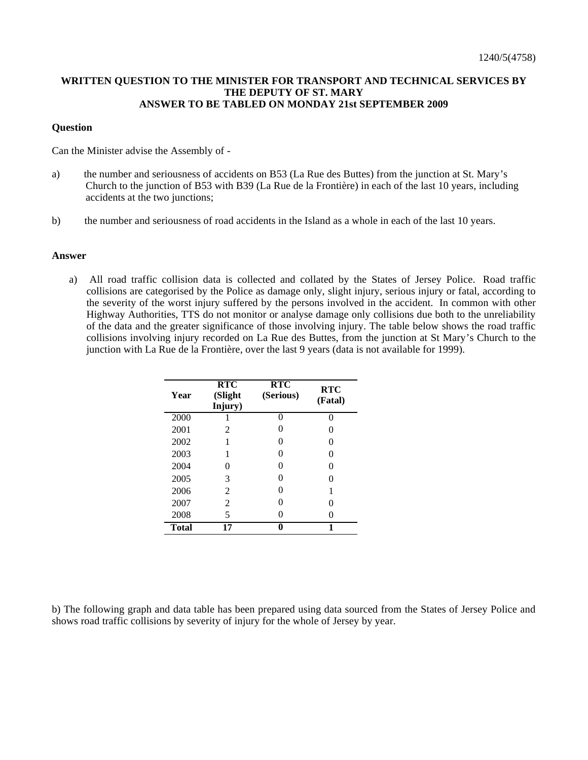1240/5(4758)

**WRITTEN QUESTION TO THE MINISTER FOR TRANSPORT AND TECHNICAL SERVICES BY THE DEPUTY OF ST. MARY**
**ANSWER TO BE TABLED ON MONDAY 21st SEPTEMBER 2009**

**Question**

Can the Minister advise the Assembly of -

a) the number and seriousness of accidents on B53 (La Rue des Buttes) from the junction at St. Mary's Church to the junction of B53 with B39 (La Rue de la Frontière) in each of the last 10 years, including accidents at the two junctions;

b) the number and seriousness of road accidents in the Island as a whole in each of the last 10 years.

**Answer**

a) All road traffic collision data is collected and collated by the States of Jersey Police. Road traffic collisions are categorised by the Police as damage only, slight injury, serious injury or fatal, according to the severity of the worst injury suffered by the persons involved in the accident. In common with other Highway Authorities, TTS do not monitor or analyse damage only collisions due both to the unreliability of the data and the greater significance of those involving injury. The table below shows the road traffic collisions involving injury recorded on La Rue des Buttes, from the junction at St Mary's Church to the junction with La Rue de la Frontière, over the last 9 years (data is not available for 1999).

| Year | RTC (Slight Injury) | RTC (Serious) | RTC (Fatal) |
|---|---|---|---|
| 2000 | 1 | 0 | 0 |
| 2001 | 2 | 0 | 0 |
| 2002 | 1 | 0 | 0 |
| 2003 | 1 | 0 | 0 |
| 2004 | 0 | 0 | 0 |
| 2005 | 3 | 0 | 0 |
| 2006 | 2 | 0 | 1 |
| 2007 | 2 | 0 | 0 |
| 2008 | 5 | 0 | 0 |
| **Total** | **17** | **0** | **1** |

b) The following graph and data table has been prepared using data sourced from the States of Jersey Police and shows road traffic collisions by severity of injury for the whole of Jersey by year.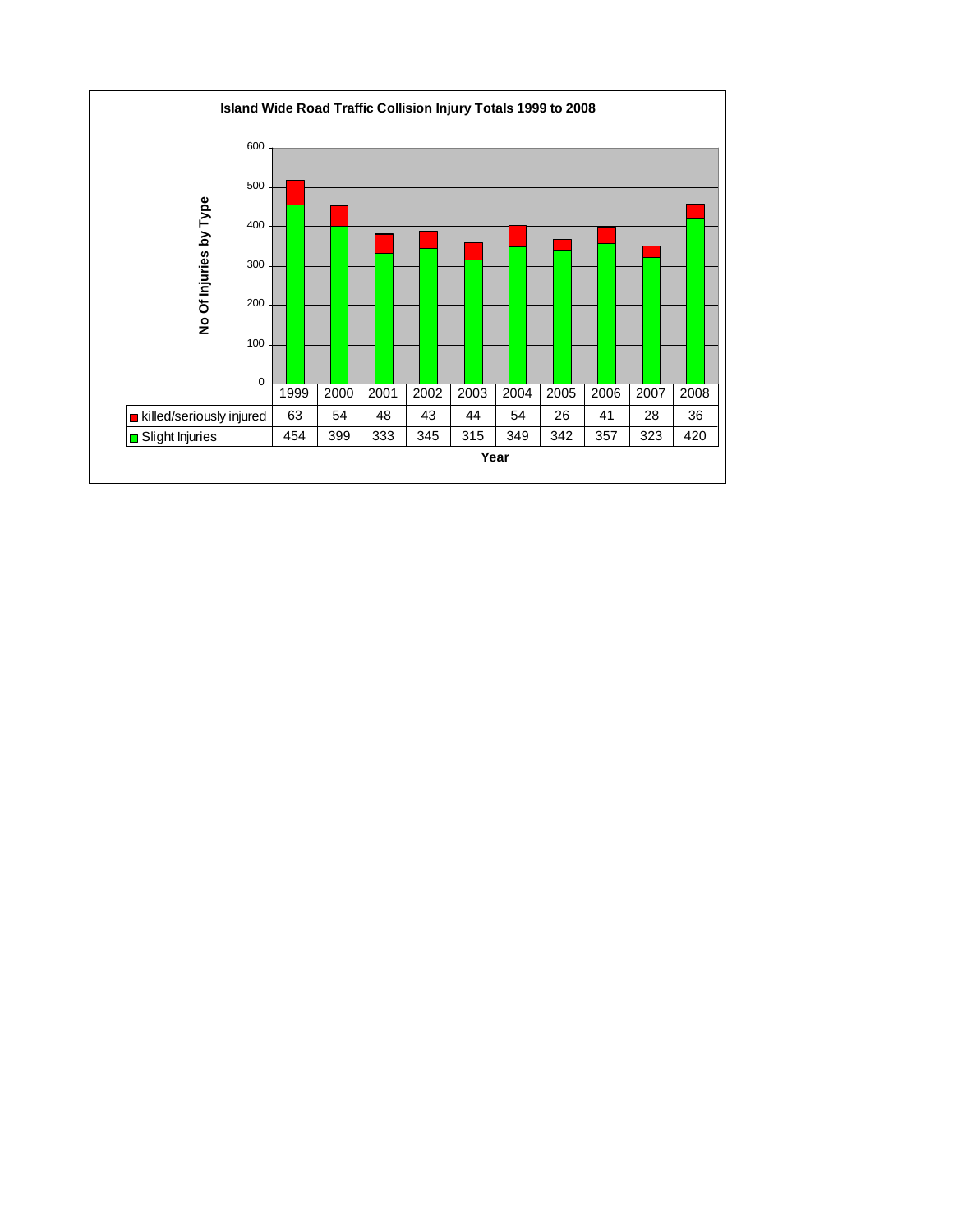**Island Wide Road Traffic Collision Injury Totals 1999 to 2008**

No Of Injuries by Type

600
500
400
300
200
100
0

1999 2000 2001 2002 2003 2004 2005 2006 2007 2008

killed/seriously injured 63 54 48 43 44 54 26 41 28 36

Slight Injuries 454 399 333 345 315 349 342 357 323 420

Year